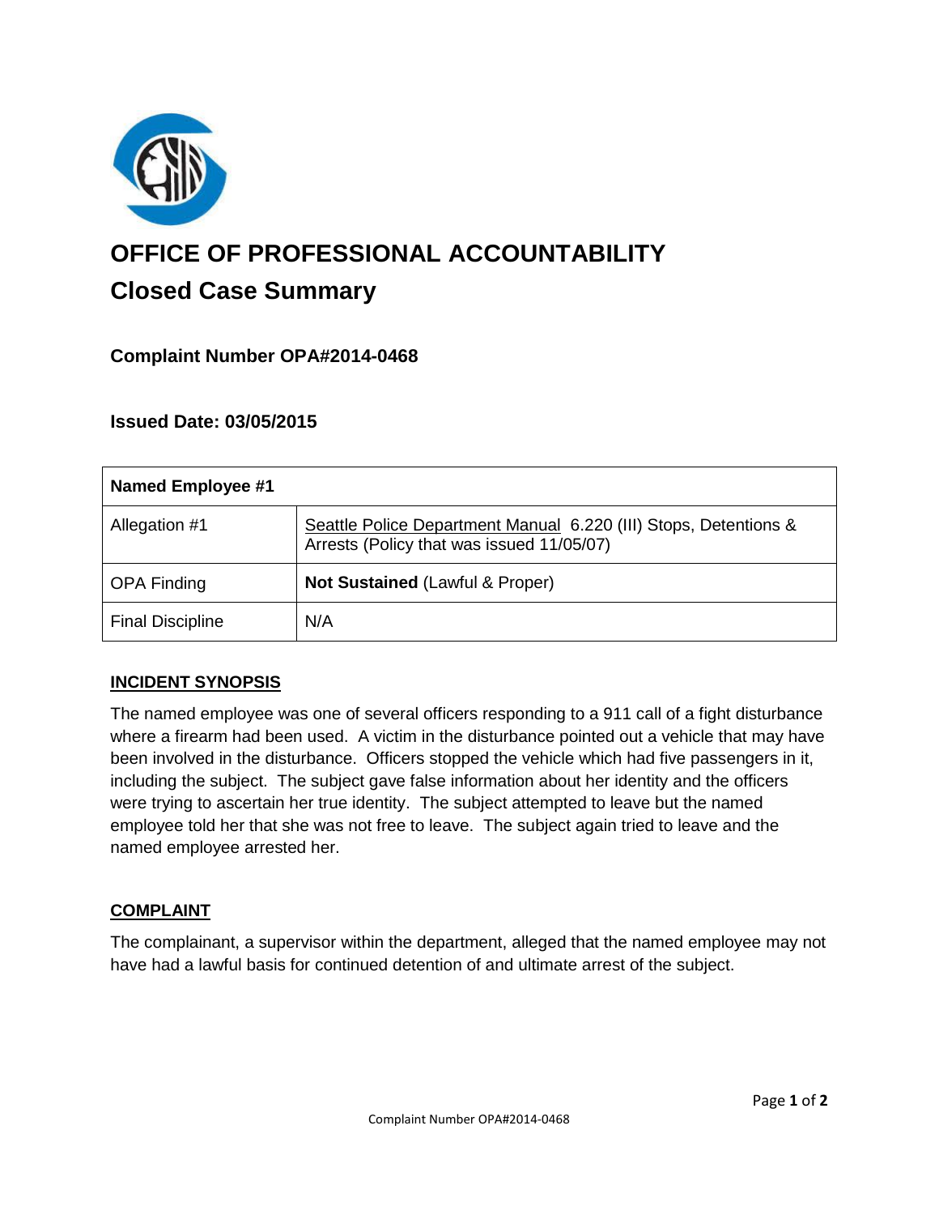# OFFICE OF PROFESSIONAL ACCOUNTABILITY

## Closed Case Summary

### Complaint Number OPA#2014-0468

### Issued Date: 03/05/2015

| Named Employee #1 | |
|---|---|
| Allegation #1 | Seattle Police Department Manual 6.220 (III) Stops, Detentions & Arrests (Policy that was issued 11/05/07) |
| OPA Finding | **Not Sustained** (Lawful & Proper) |
| Final Discipline | N/A |

**INCIDENT SYNOPSIS**

The named employee was one of several officers responding to a 911 call of a fight disturbance where a firearm had been used. A victim in the disturbance pointed out a vehicle that may have been involved in the disturbance. Officers stopped the vehicle which had five passengers in it, including the subject. The subject gave false information about her identity and the officers were trying to ascertain her true identity. The subject attempted to leave but the named employee told her that she was not free to leave. The subject again tried to leave and the named employee arrested her.

**COMPLAINT**

The complainant, a supervisor within the department, alleged that the named employee may not have had a lawful basis for continued detention of and ultimate arrest of the subject.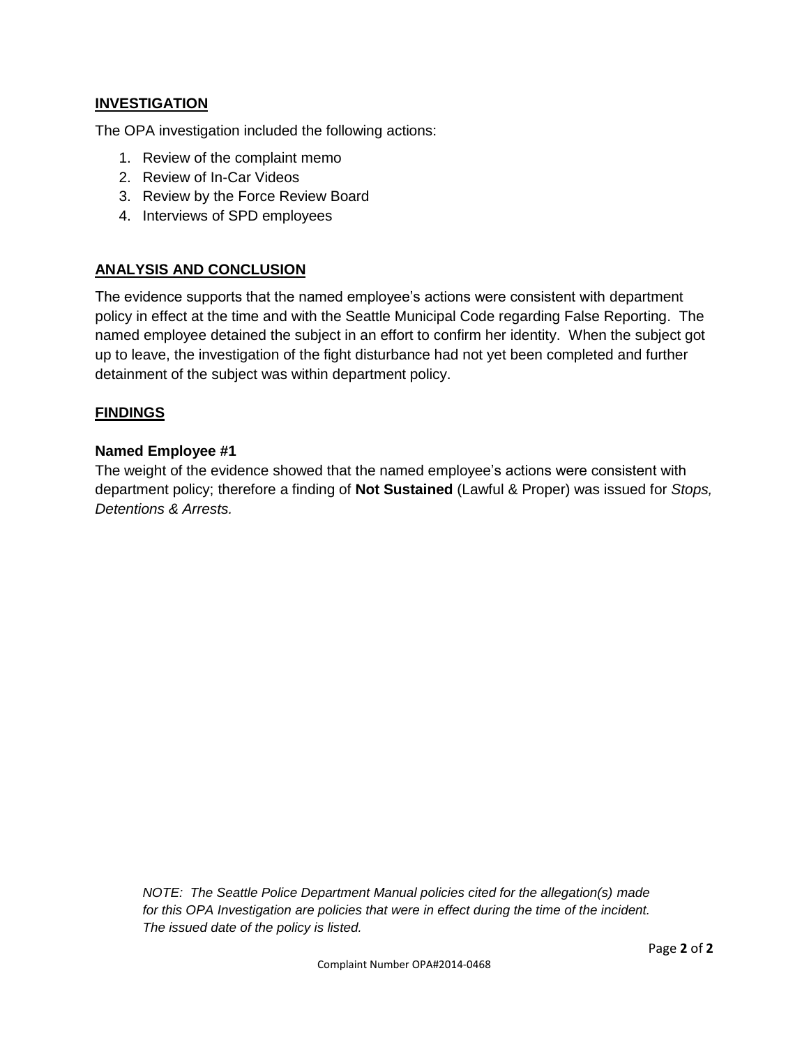## INVESTIGATION

The OPA investigation included the following actions:

1. Review of the complaint memo
2. Review of In-Car Videos
3. Review by the Force Review Board
4. Interviews of SPD employees

## ANALYSIS AND CONCLUSION

The evidence supports that the named employee's actions were consistent with department policy in effect at the time and with the Seattle Municipal Code regarding False Reporting. The named employee detained the subject in an effort to confirm her identity. When the subject got up to leave, the investigation of the fight disturbance had not yet been completed and further detainment of the subject was within department policy.

## FINDINGS

**Named Employee #1**

The weight of the evidence showed that the named employee's actions were consistent with department policy; therefore a finding of **Not Sustained** (Lawful & Proper) was issued for *Stops, Detentions & Arrests.*

*NOTE: The Seattle Police Department Manual policies cited for the allegation(s) made for this OPA Investigation are policies that were in effect during the time of the incident. The issued date of the policy is listed.*

Complaint Number OPA#2014-0468